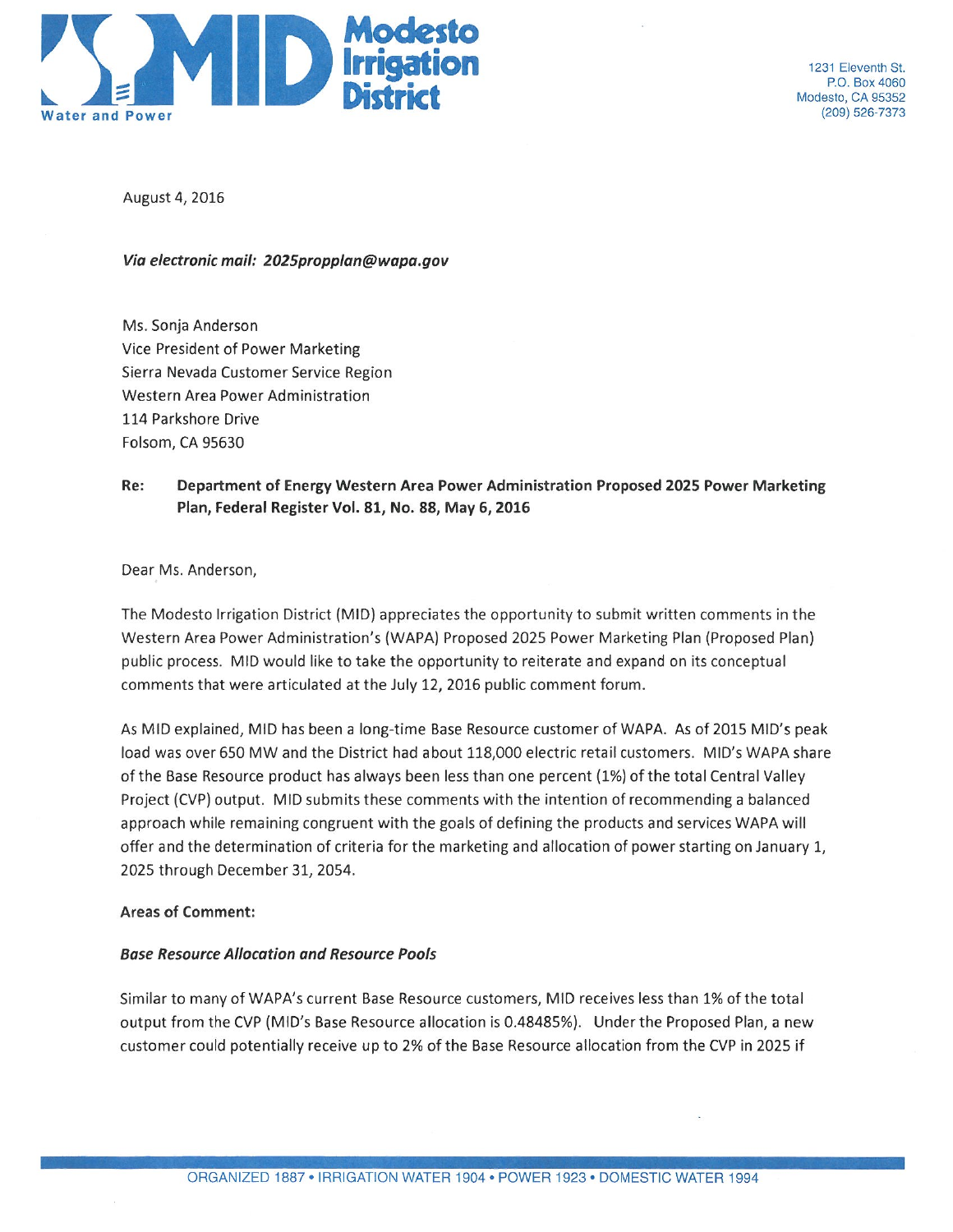# Modesto Irrigation District

Water and Power

1231 Eleventh St.
P.O. Box 4060
Modesto, CA 95352
(209) 526-7373

August 4, 2016

***Via electronic mail: 2025propplan@wapa.gov***

Ms. Sonja Anderson
Vice President of Power Marketing
Sierra Nevada Customer Service Region
Western Area Power Administration
114 Parkshore Drive
Folsom, CA 95630

**Re: Department of Energy Western Area Power Administration Proposed 2025 Power Marketing Plan, Federal Register Vol. 81, No. 88, May 6, 2016**

Dear Ms. Anderson,

The Modesto Irrigation District (MID) appreciates the opportunity to submit written comments in the Western Area Power Administration's (WAPA) Proposed 2025 Power Marketing Plan (Proposed Plan) public process. MID would like to take the opportunity to reiterate and expand on its conceptual comments that were articulated at the July 12, 2016 public comment forum.

As MID explained, MID has been a long-time Base Resource customer of WAPA. As of 2015 MID's peak load was over 650 MW and the District had about 118,000 electric retail customers. MID's WAPA share of the Base Resource product has always been less than one percent (1%) of the total Central Valley Project (CVP) output. MID submits these comments with the intention of recommending a balanced approach while remaining congruent with the goals of defining the products and services WAPA will offer and the determination of criteria for the marketing and allocation of power starting on January 1, 2025 through December 31, 2054.

**Areas of Comment:**

***Base Resource Allocation and Resource Pools***

Similar to many of WAPA's current Base Resource customers, MID receives less than 1% of the total output from the CVP (MID's Base Resource allocation is 0.48485%). Under the Proposed Plan, a new customer could potentially receive up to 2% of the Base Resource allocation from the CVP in 2025 if

ORGANIZED 1887 • IRRIGATION WATER 1904 • POWER 1923 • DOMESTIC WATER 1994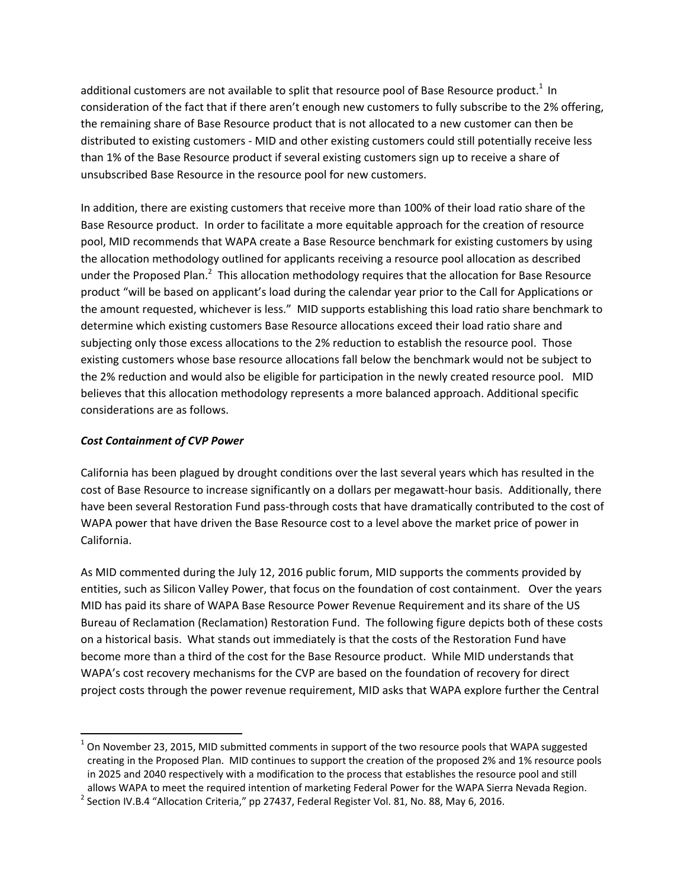additional customers are not available to split that resource pool of Base Resource product.[1] In consideration of the fact that if there aren't enough new customers to fully subscribe to the 2% offering, the remaining share of Base Resource product that is not allocated to a new customer can then be distributed to existing customers - MID and other existing customers could still potentially receive less than 1% of the Base Resource product if several existing customers sign up to receive a share of unsubscribed Base Resource in the resource pool for new customers.

In addition, there are existing customers that receive more than 100% of their load ratio share of the Base Resource product. In order to facilitate a more equitable approach for the creation of resource pool, MID recommends that WAPA create a Base Resource benchmark for existing customers by using the allocation methodology outlined for applicants receiving a resource pool allocation as described under the Proposed Plan.[2] This allocation methodology requires that the allocation for Base Resource product "will be based on applicant's load during the calendar year prior to the Call for Applications or the amount requested, whichever is less." MID supports establishing this load ratio share benchmark to determine which existing customers Base Resource allocations exceed their load ratio share and subjecting only those excess allocations to the 2% reduction to establish the resource pool. Those existing customers whose base resource allocations fall below the benchmark would not be subject to the 2% reduction and would also be eligible for participation in the newly created resource pool. MID believes that this allocation methodology represents a more balanced approach. Additional specific considerations are as follows.

***Cost Containment of CVP Power***

California has been plagued by drought conditions over the last several years which has resulted in the cost of Base Resource to increase significantly on a dollars per megawatt-hour basis. Additionally, there have been several Restoration Fund pass-through costs that have dramatically contributed to the cost of WAPA power that have driven the Base Resource cost to a level above the market price of power in California.

As MID commented during the July 12, 2016 public forum, MID supports the comments provided by entities, such as Silicon Valley Power, that focus on the foundation of cost containment. Over the years MID has paid its share of WAPA Base Resource Power Revenue Requirement and its share of the US Bureau of Reclamation (Reclamation) Restoration Fund. The following figure depicts both of these costs on a historical basis. What stands out immediately is that the costs of the Restoration Fund have become more than a third of the cost for the Base Resource product. While MID understands that WAPA's cost recovery mechanisms for the CVP are based on the foundation of recovery for direct project costs through the power revenue requirement, MID asks that WAPA explore further the Central

---

[1] On November 23, 2015, MID submitted comments in support of the two resource pools that WAPA suggested creating in the Proposed Plan. MID continues to support the creation of the proposed 2% and 1% resource pools in 2025 and 2040 respectively with a modification to the process that establishes the resource pool and still allows WAPA to meet the required intention of marketing Federal Power for the WAPA Sierra Nevada Region.

[2] Section IV.B.4 "Allocation Criteria," pp 27437, Federal Register Vol. 81, No. 88, May 6, 2016.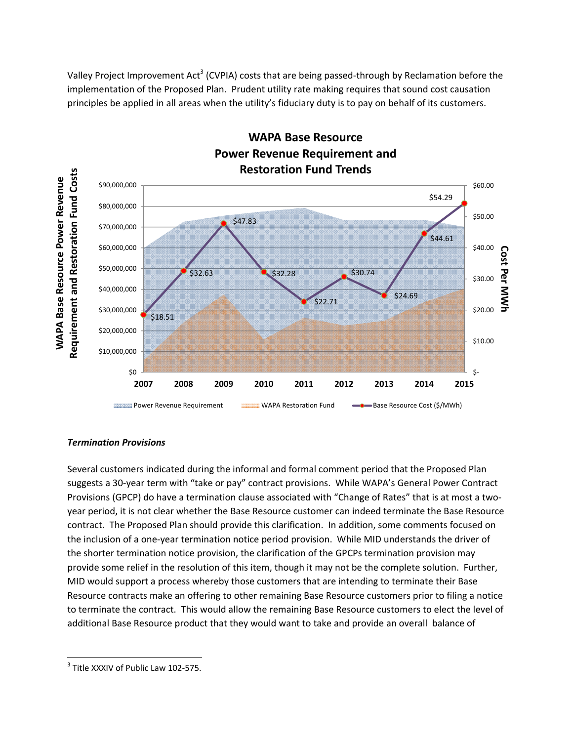Valley Project Improvement Act[3] (CVPIA) costs that are being passed-through by Reclamation before the implementation of the Proposed Plan. Prudent utility rate making requires that sound cost causation principles be applied in all areas when the utility's fiduciary duty is to pay on behalf of its customers.

**WAPA Base Resource Power Revenue Requirement and Restoration Fund Trends**

| Year | Base Resource Cost ($/MWh) |
|---|---|
| 2007 | $18.51 |
| 2008 | $32.63 |
| 2009 | $47.83 |
| 2010 | $32.28 |
| 2011 | $22.71 |
| 2012 | $30.74 |
| 2013 | $24.69 |
| 2014 | $44.61 |
| 2015 | $54.29 |

Legend: Power Revenue Requirement; WAPA Restoration Fund; Base Resource Cost ($/MWh)

Left axis: WAPA Base Resource Power Revenue Requirement and Restoration Fund Costs. Right axis: Cost Per MWh.

### *Termination Provisions*

Several customers indicated during the informal and formal comment period that the Proposed Plan suggests a 30-year term with "take or pay" contract provisions. While WAPA's General Power Contract Provisions (GPCP) do have a termination clause associated with "Change of Rates" that is at most a two-year period, it is not clear whether the Base Resource customer can indeed terminate the Base Resource contract. The Proposed Plan should provide this clarification. In addition, some comments focused on the inclusion of a one-year termination notice period provision. While MID understands the driver of the shorter termination notice provision, the clarification of the GPCPs termination provision may provide some relief in the resolution of this item, though it may not be the complete solution. Further, MID would support a process whereby those customers that are intending to terminate their Base Resource contracts make an offering to other remaining Base Resource customers prior to filing a notice to terminate the contract. This would allow the remaining Base Resource customers to elect the level of additional Base Resource product that they would want to take and provide an overall balance of

---

[3] Title XXXIV of Public Law 102-575.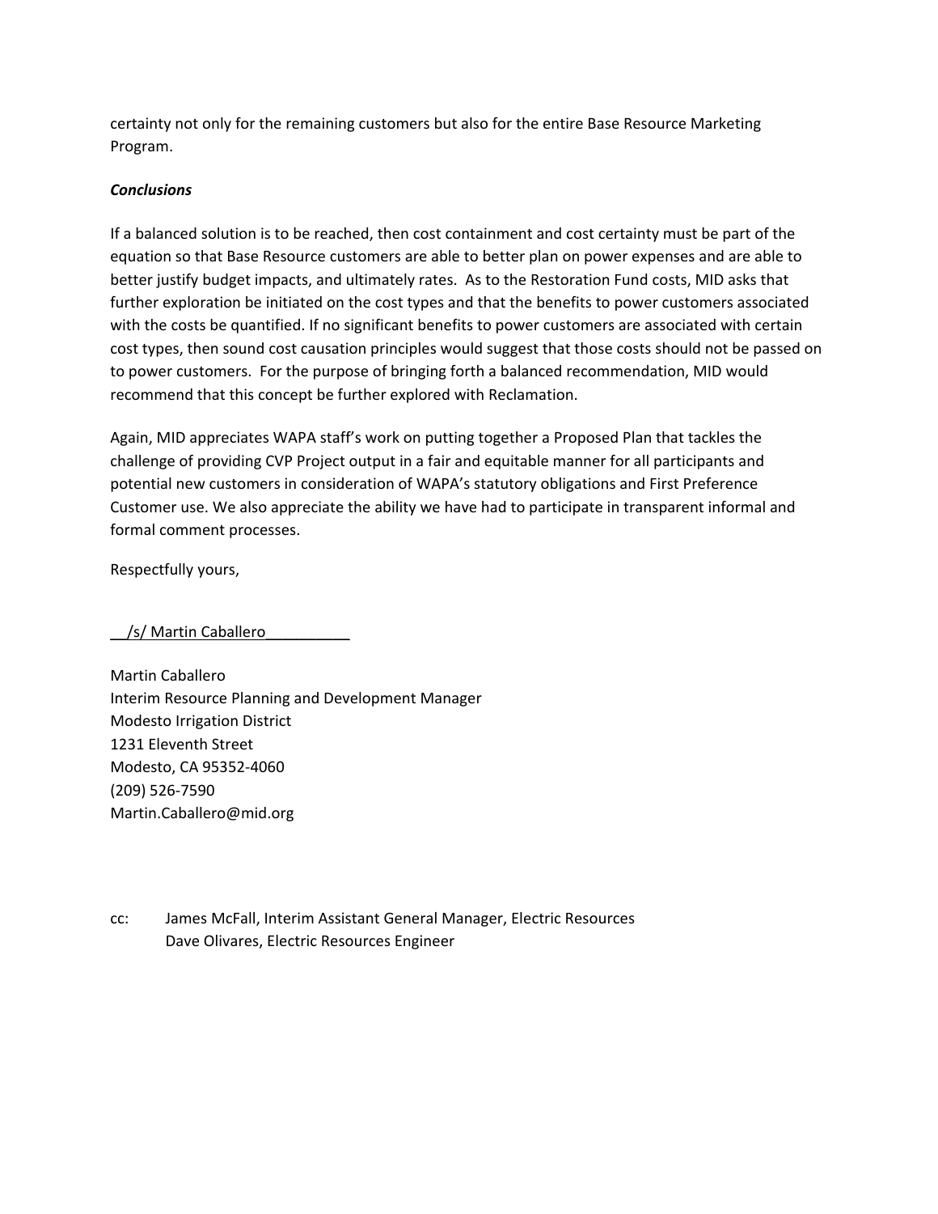certainty not only for the remaining customers but also for the entire Base Resource Marketing Program.

***Conclusions***

If a balanced solution is to be reached, then cost containment and cost certainty must be part of the equation so that Base Resource customers are able to better plan on power expenses and are able to better justify budget impacts, and ultimately rates. As to the Restoration Fund costs, MID asks that further exploration be initiated on the cost types and that the benefits to power customers associated with the costs be quantified. If no significant benefits to power customers are associated with certain cost types, then sound cost causation principles would suggest that those costs should not be passed on to power customers. For the purpose of bringing forth a balanced recommendation, MID would recommend that this concept be further explored with Reclamation.

Again, MID appreciates WAPA staff's work on putting together a Proposed Plan that tackles the challenge of providing CVP Project output in a fair and equitable manner for all participants and potential new customers in consideration of WAPA's statutory obligations and First Preference Customer use. We also appreciate the ability we have had to participate in transparent informal and formal comment processes.

Respectfully yours,

__/s/ Martin Caballero__________

Martin Caballero
Interim Resource Planning and Development Manager
Modesto Irrigation District
1231 Eleventh Street
Modesto, CA 95352-4060
(209) 526-7590
Martin.Caballero@mid.org

cc: James McFall, Interim Assistant General Manager, Electric Resources
Dave Olivares, Electric Resources Engineer